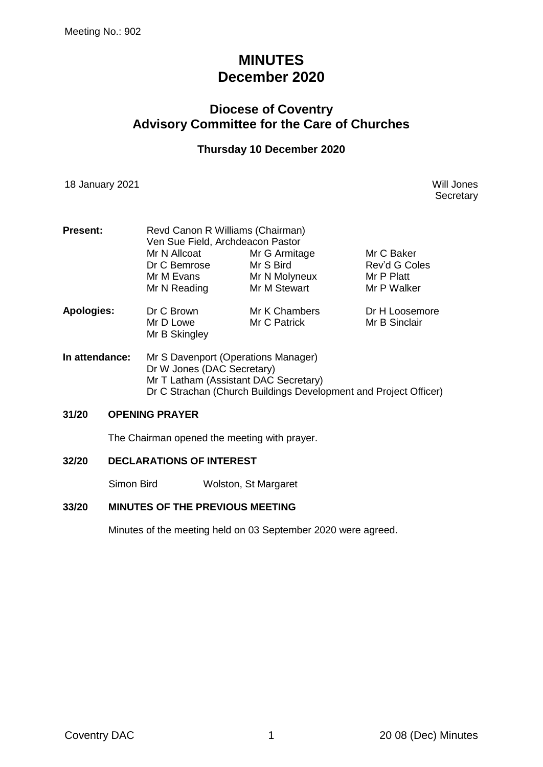Meeting No.: 902

# MINUTES
# December 2020

## Diocese of Coventry
## Advisory Committee for the Care of Churches

### Thursday 10 December 2020

18 January 2021

Will Jones
Secretary

| | | | |
|---|---|---|---|
| **Present:** | Revd Canon R Williams (Chairman) | | |
| | Ven Sue Field, Archdeacon Pastor | | |
| | Mr N Allcoat | Mr G Armitage | Mr C Baker |
| | Dr C Bemrose | Mr S Bird | Rev'd G Coles |
| | Mr M Evans | Mr N Molyneux | Mr P Platt |
| | Mr N Reading | Mr M Stewart | Mr P Walker |
| **Apologies:** | Dr C Brown | Mr K Chambers | Dr H Loosemore |
| | Mr D Lowe | Mr C Patrick | Mr B Sinclair |
| | Mr B Skingley | | |
| **In attendance:** | Mr S Davenport (Operations Manager) | | |
| | Dr W Jones (DAC Secretary) | | |
| | Mr T Latham (Assistant DAC Secretary) | | |
| | Dr C Strachan (Church Buildings Development and Project Officer) | | |

**31/20 OPENING PRAYER**

The Chairman opened the meeting with prayer.

**32/20 DECLARATIONS OF INTEREST**

Simon Bird — Wolston, St Margaret

**33/20 MINUTES OF THE PREVIOUS MEETING**

Minutes of the meeting held on 03 September 2020 were agreed.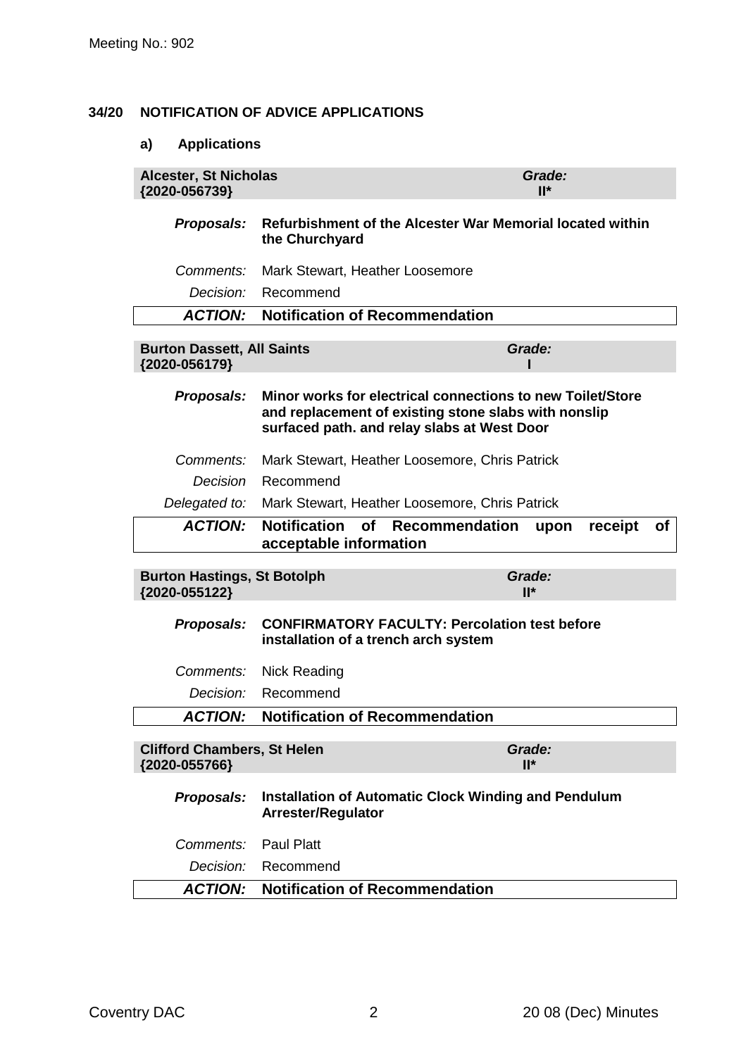Meeting No.: 902

## 34/20 NOTIFICATION OF ADVICE APPLICATIONS

### a) Applications

| **Alcester, St Nicholas {2020-056739}** | ***Grade:* II*** |
|---|---|
| ***Proposals:*** | **Refurbishment of the Alcester War Memorial located within the Churchyard** |
| *Comments:* | Mark Stewart, Heather Loosemore |
| *Decision:* | Recommend |
| ***ACTION:*** | **Notification of Recommendation** |

| **Burton Dassett, All Saints {2020-056179}** | ***Grade:* I** |
|---|---|
| ***Proposals:*** | **Minor works for electrical connections to new Toilet/Store and replacement of existing stone slabs with nonslip surfaced path. and relay slabs at West Door** |
| *Comments:* | Mark Stewart, Heather Loosemore, Chris Patrick |
| *Decision* | Recommend |
| *Delegated to:* | Mark Stewart, Heather Loosemore, Chris Patrick |
| ***ACTION:*** | **Notification of Recommendation upon receipt of acceptable information** |

| **Burton Hastings, St Botolph {2020-055122}** | ***Grade:* II*** |
|---|---|
| ***Proposals:*** | **CONFIRMATORY FACULTY: Percolation test before installation of a trench arch system** |
| *Comments:* | Nick Reading |
| *Decision:* | Recommend |
| ***ACTION:*** | **Notification of Recommendation** |

| **Clifford Chambers, St Helen {2020-055766}** | ***Grade:* II*** |
|---|---|
| ***Proposals:*** | **Installation of Automatic Clock Winding and Pendulum Arrester/Regulator** |
| *Comments:* | Paul Platt |
| *Decision:* | Recommend |
| ***ACTION:*** | **Notification of Recommendation** |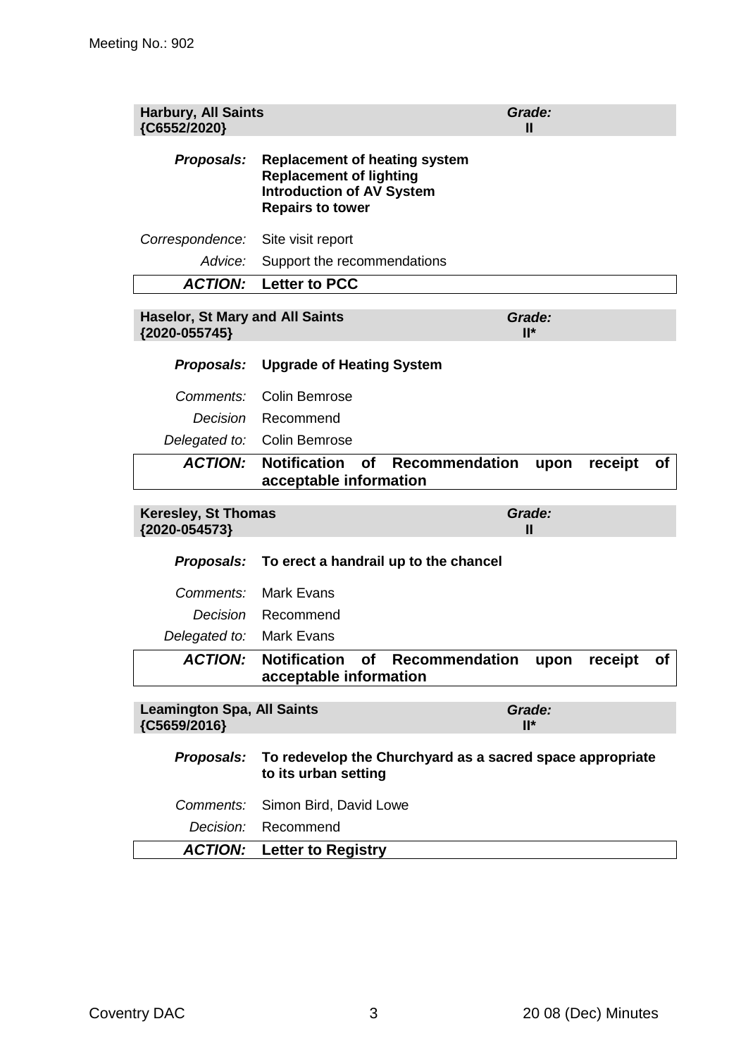### Harbury, All Saints {C6552/2020}

***Grade:*** **II**

| | |
|---|---|
| ***Proposals:*** | **Replacement of heating system**<br>**Replacement of lighting**<br>**Introduction of AV System**<br>**Repairs to tower** |
| *Correspondence:* | Site visit report |
| *Advice:* | Support the recommendations |
| ***ACTION:*** | **Letter to PCC** |

### Haselor, St Mary and All Saints {2020-055745}

***Grade:*** **II***

| | |
|---|---|
| ***Proposals:*** | **Upgrade of Heating System** |
| *Comments:* | Colin Bemrose |
| *Decision* | Recommend |
| *Delegated to:* | Colin Bemrose |
| ***ACTION:*** | **Notification of Recommendation upon receipt of acceptable information** |

### Keresley, St Thomas {2020-054573}

***Grade:*** **II**

| | |
|---|---|
| ***Proposals:*** | **To erect a handrail up to the chancel** |
| *Comments:* | Mark Evans |
| *Decision* | Recommend |
| *Delegated to:* | Mark Evans |
| ***ACTION:*** | **Notification of Recommendation upon receipt of acceptable information** |

### Leamington Spa, All Saints {C5659/2016}

***Grade:*** **II***

| | |
|---|---|
| ***Proposals:*** | **To redevelop the Churchyard as a sacred space appropriate to its urban setting** |
| *Comments:* | Simon Bird, David Lowe |
| *Decision:* | Recommend |
| ***ACTION:*** | **Letter to Registry** |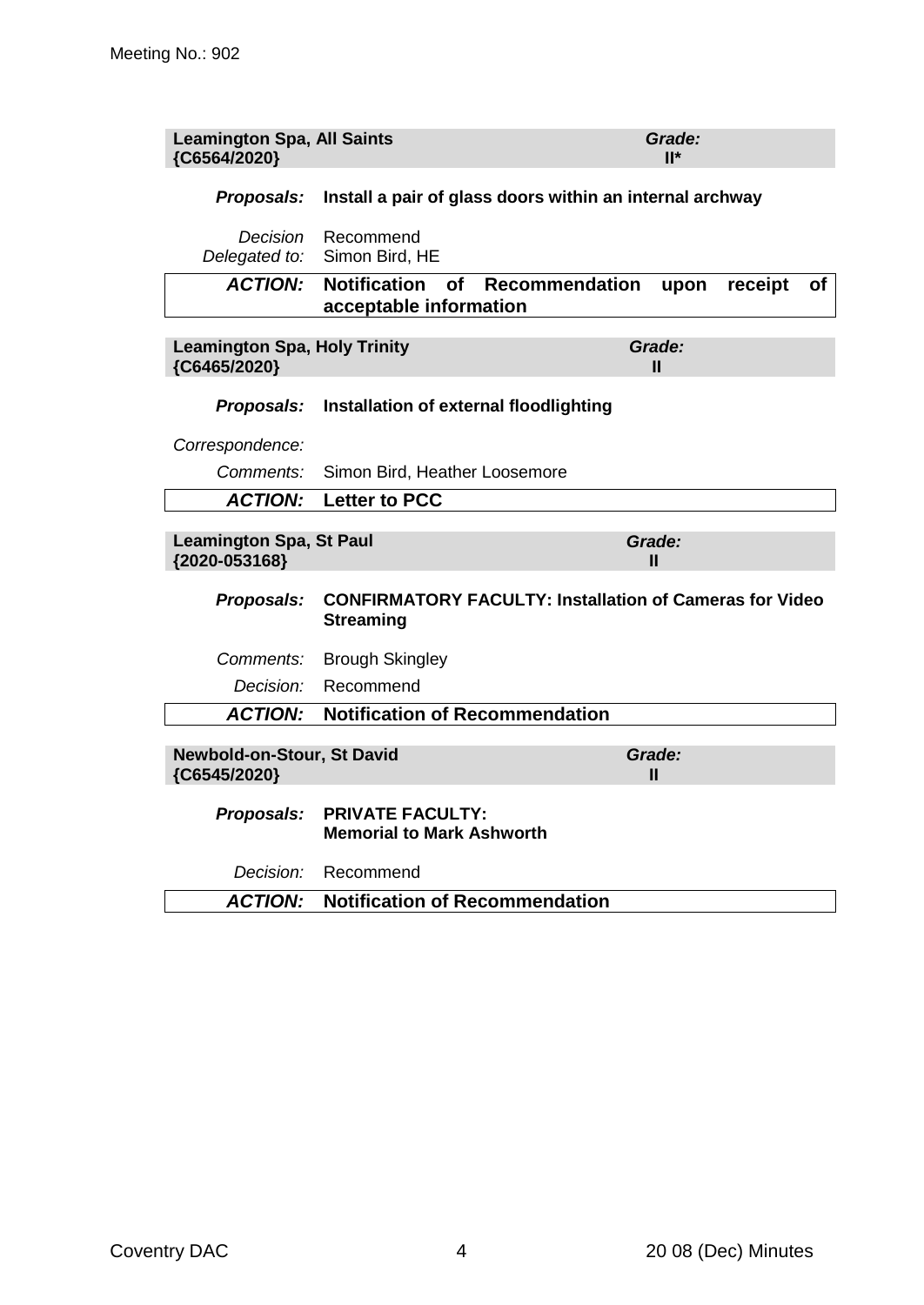**Leamington Spa, All Saints** *Grade:* **II***
**{C6564/2020}**

***Proposals:*** **Install a pair of glass doors within an internal archway**

*Decision* Recommend
*Delegated to:* Simon Bird, HE

| ***ACTION:*** | **Notification of Recommendation upon receipt of acceptable information** |
|---|---|

**Leamington Spa, Holy Trinity** *Grade:* **II**
**{C6465/2020}**

***Proposals:*** **Installation of external floodlighting**

*Correspondence:*

*Comments:* Simon Bird, Heather Loosemore

| ***ACTION:*** | **Letter to PCC** |
|---|---|

**Leamington Spa, St Paul** *Grade:* **II**
**{2020-053168}**

***Proposals:*** **CONFIRMATORY FACULTY: Installation of Cameras for Video Streaming**

*Comments:* Brough Skingley

*Decision:* Recommend

| ***ACTION:*** | **Notification of Recommendation** |
|---|---|

**Newbold-on-Stour, St David** *Grade:* **II**
**{C6545/2020}**

***Proposals:*** **PRIVATE FACULTY:**
**Memorial to Mark Ashworth**

*Decision:* Recommend

| ***ACTION:*** | **Notification of Recommendation** |
|---|---|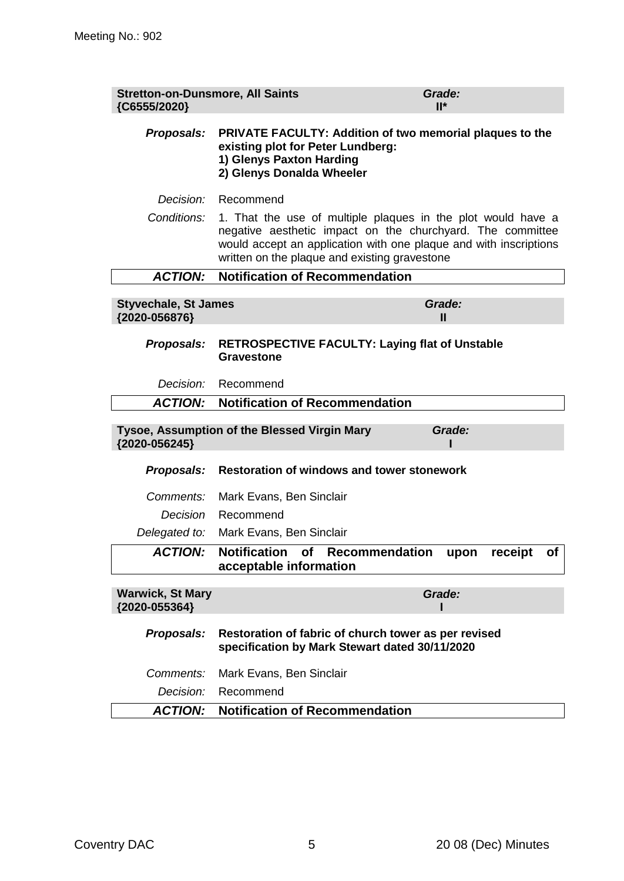Meeting No.: 902

| **Stretton-on-Dunsmore, All Saints {C6555/2020}** | ***Grade:*** **II*** |
|---|---|

| | |
|---|---|
| ***Proposals:*** | **PRIVATE FACULTY: Addition of two memorial plaques to the existing plot for Peter Lundberg:**<br>**1) Glenys Paxton Harding**<br>**2) Glenys Donalda Wheeler** |
| *Decision:* | Recommend |
| *Conditions:* | 1. That the use of multiple plaques in the plot would have a negative aesthetic impact on the churchyard. The committee would accept an application with one plaque and with inscriptions written on the plaque and existing gravestone |
| ***ACTION:*** | **Notification of Recommendation** |

| **Styvechale, St James {2020-056876}** | ***Grade:*** **II** |
|---|---|

| | |
|---|---|
| ***Proposals:*** | **RETROSPECTIVE FACULTY: Laying flat of Unstable Gravestone** |
| *Decision:* | Recommend |
| ***ACTION:*** | **Notification of Recommendation** |

| **Tysoe, Assumption of the Blessed Virgin Mary {2020-056245}** | ***Grade:*** **I** |
|---|---|

| | |
|---|---|
| ***Proposals:*** | **Restoration of windows and tower stonework** |
| *Comments:* | Mark Evans, Ben Sinclair |
| *Decision* | Recommend |
| *Delegated to:* | Mark Evans, Ben Sinclair |
| ***ACTION:*** | **Notification of Recommendation upon receipt of acceptable information** |

| **Warwick, St Mary {2020-055364}** | ***Grade:*** **I** |
|---|---|

| | |
|---|---|
| ***Proposals:*** | **Restoration of fabric of church tower as per revised specification by Mark Stewart dated 30/11/2020** |
| *Comments:* | Mark Evans, Ben Sinclair |
| *Decision:* | Recommend |
| ***ACTION:*** | **Notification of Recommendation** |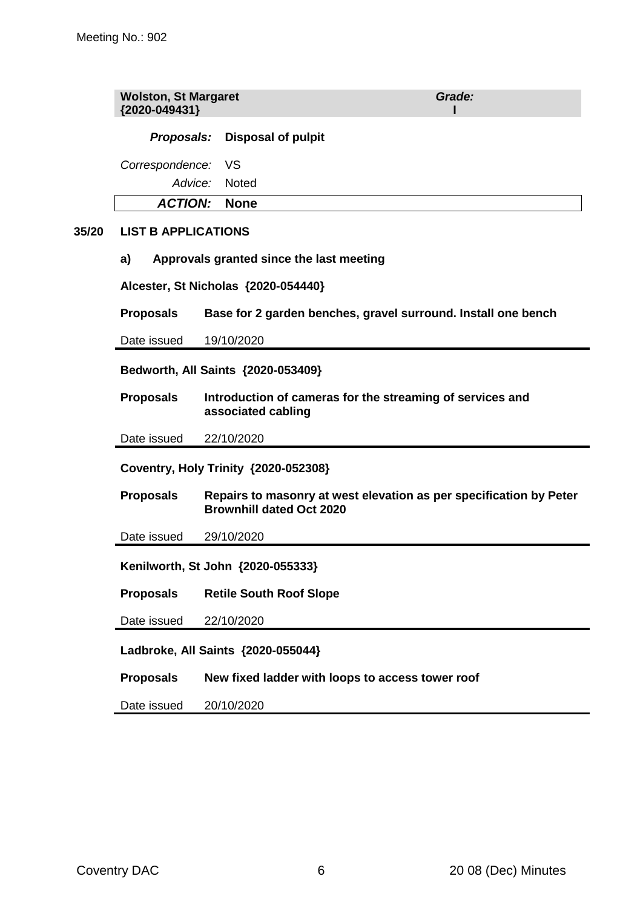Meeting No.: 902

| **Wolston, St Margaret {2020-049431}** | ***Grade:* I** |
|---|---|
| ***Proposals:*** | **Disposal of pulpit** |
| *Correspondence:* | VS |
| *Advice:* | Noted |
| ***ACTION:*** | **None** |

## 35/20 LIST B APPLICATIONS

### a) Approvals granted since the last meeting

**Alcester, St Nicholas {2020-054440}**

| **Proposals** | **Base for 2 garden benches, gravel surround. Install one bench** |
|---|---|
| Date issued | 19/10/2020 |

**Bedworth, All Saints {2020-053409}**

| **Proposals** | **Introduction of cameras for the streaming of services and associated cabling** |
|---|---|
| Date issued | 22/10/2020 |

**Coventry, Holy Trinity {2020-052308}**

| **Proposals** | **Repairs to masonry at west elevation as per specification by Peter Brownhill dated Oct 2020** |
|---|---|
| Date issued | 29/10/2020 |

**Kenilworth, St John {2020-055333}**

| **Proposals** | **Retile South Roof Slope** |
|---|---|
| Date issued | 22/10/2020 |

**Ladbroke, All Saints {2020-055044}**

| **Proposals** | **New fixed ladder with loops to access tower roof** |
|---|---|
| Date issued | 20/10/2020 |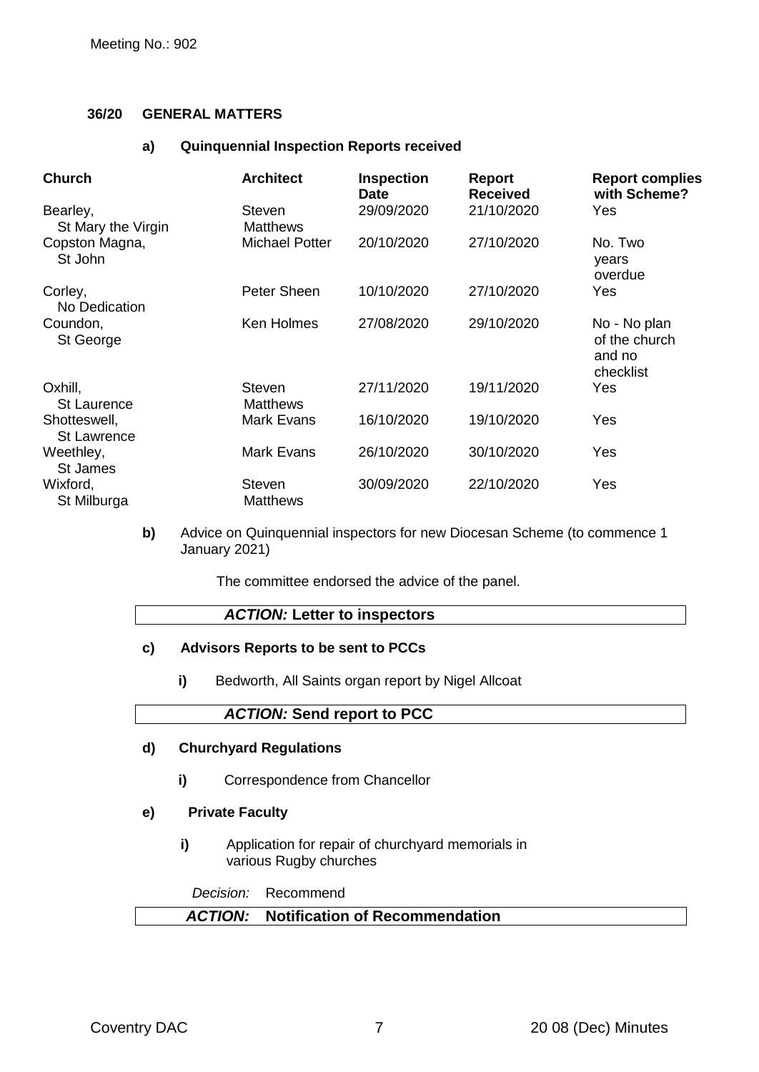Meeting No.: 902

### 36/20 GENERAL MATTERS

#### a) Quinquennial Inspection Reports received

| Church | Architect | Inspection Date | Report Received | Report complies with Scheme? |
|---|---|---|---|---|
| Bearley, St Mary the Virgin | Steven Matthews | 29/09/2020 | 21/10/2020 | Yes |
| Copston Magna, St John | Michael Potter | 20/10/2020 | 27/10/2020 | No. Two years overdue |
| Corley, No Dedication | Peter Sheen | 10/10/2020 | 27/10/2020 | Yes |
| Coundon, St George | Ken Holmes | 27/08/2020 | 29/10/2020 | No - No plan of the church and no checklist |
| Oxhill, St Laurence | Steven Matthews | 27/11/2020 | 19/11/2020 | Yes |
| Shotteswell, St Lawrence | Mark Evans | 16/10/2020 | 19/10/2020 | Yes |
| Weethley, St James | Mark Evans | 26/10/2020 | 30/10/2020 | Yes |
| Wixford, St Milburga | Steven Matthews | 30/09/2020 | 22/10/2020 | Yes |

**b)** Advice on Quinquennial inspectors for new Diocesan Scheme (to commence 1 January 2021)

The committee endorsed the advice of the panel.

***ACTION:* Letter to inspectors**

#### c) Advisors Reports to be sent to PCCs

**i)** Bedworth, All Saints organ report by Nigel Allcoat

***ACTION:* Send report to PCC**

#### d) Churchyard Regulations

**i)** Correspondence from Chancellor

#### e) Private Faculty

**i)** Application for repair of churchyard memorials in various Rugby churches

*Decision:* Recommend

***ACTION:* Notification of Recommendation**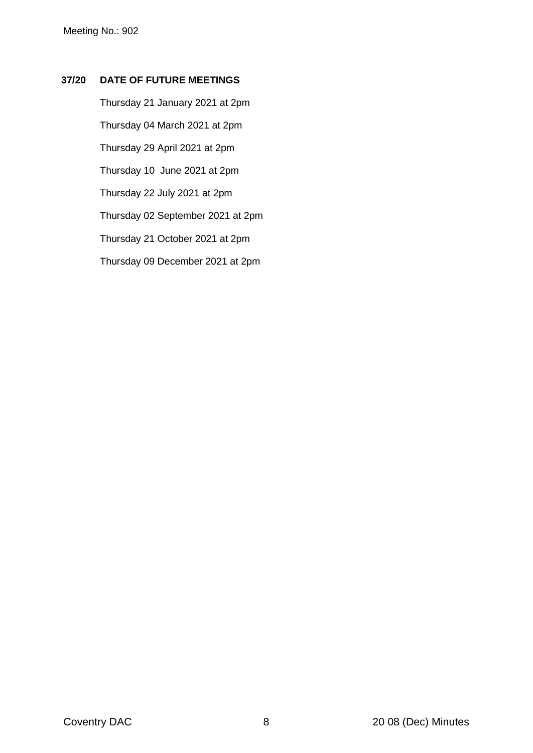## 37/20 DATE OF FUTURE MEETINGS

Thursday 21 January 2021 at 2pm

Thursday 04 March 2021 at 2pm

Thursday 29 April 2021 at 2pm

Thursday 10 June 2021 at 2pm

Thursday 22 July 2021 at 2pm

Thursday 02 September 2021 at 2pm

Thursday 21 October 2021 at 2pm

Thursday 09 December 2021 at 2pm